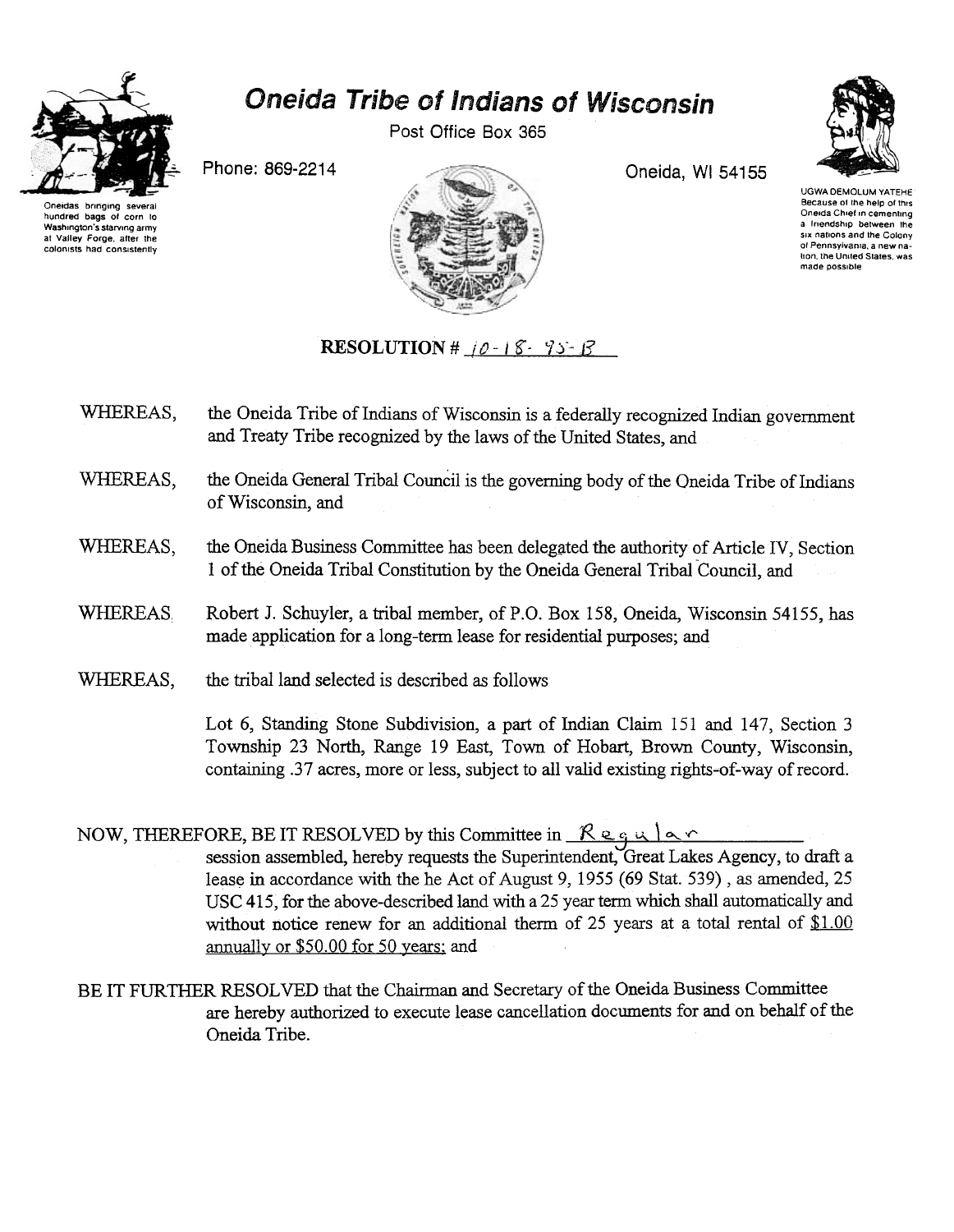# Oneida Tribe of Indians of Wisconsin

Post Office Box 365

Phone: 869-2214

Oneida, WI 54155

Oneidas bringing several hundred bags of corn to Washington's starving army at Valley Forge, after the colonists had consistently

UGWA DEMOLUM YATEHE Because of the help of this Oneida Chief in cementing a friendship between the six nations and the Colony of Pennsylvania, a new nation, the United States, was made possible

## RESOLUTION # 10-18-95-B

WHEREAS, the Oneida Tribe of Indians of Wisconsin is a federally recognized Indian government and Treaty Tribe recognized by the laws of the United States, and

WHEREAS, the Oneida General Tribal Council is the governing body of the Oneida Tribe of Indians of Wisconsin, and

WHEREAS, the Oneida Business Committee has been delegated the authority of Article IV, Section 1 of the Oneida Tribal Constitution by the Oneida General Tribal Council, and

WHEREAS Robert J. Schuyler, a tribal member, of P.O. Box 158, Oneida, Wisconsin 54155, has made application for a long-term lease for residential purposes; and

WHEREAS, the tribal land selected is described as follows

Lot 6, Standing Stone Subdivision, a part of Indian Claim 151 and 147, Section 3 Township 23 North, Range 19 East, Town of Hobart, Brown County, Wisconsin, containing .37 acres, more or less, subject to all valid existing rights-of-way of record.

NOW, THEREFORE, BE IT RESOLVED by this Committee in Regular session assembled, hereby requests the Superintendent, Great Lakes Agency, to draft a lease in accordance with the he Act of August 9, 1955 (69 Stat. 539), as amended, 25 USC 415, for the above-described land with a 25 year term which shall automatically and without notice renew for an additional therm of 25 years at a total rental of $1.00 annually or $50.00 for 50 years; and

BE IT FURTHER RESOLVED that the Chairman and Secretary of the Oneida Business Committee are hereby authorized to execute lease cancellation documents for and on behalf of the Oneida Tribe.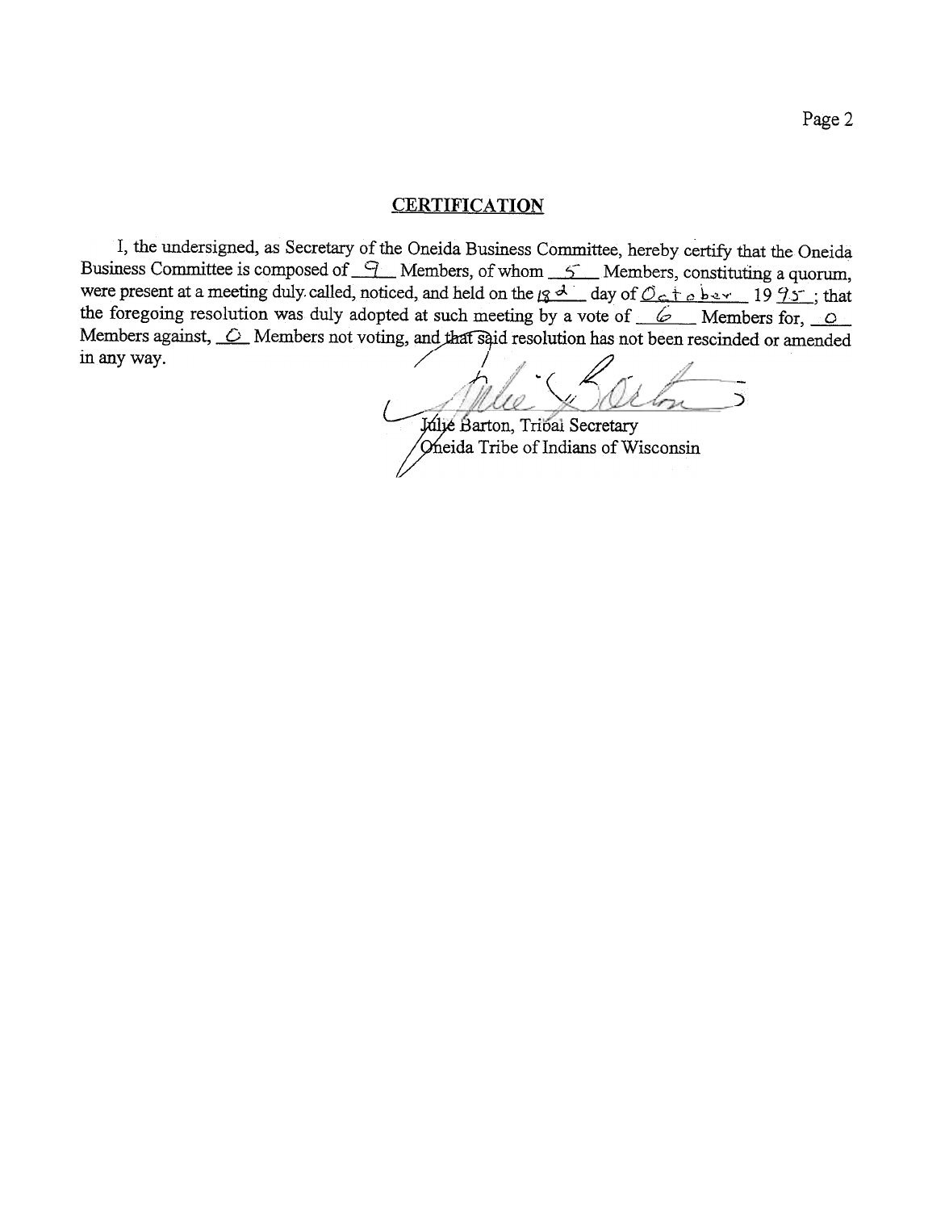## CERTIFICATION

I, the undersigned, as Secretary of the Oneida Business Committee, hereby certify that the Oneida Business Committee is composed of 9 Members, of whom 5 Members, constituting a quorum, were present at a meeting duly called, noticed, and held on the 18th day of October 1995; that the foregoing resolution was duly adopted at such meeting by a vote of 6 Members for, 0 Members against, 0 Members not voting, and that said resolution has not been rescinded or amended in any way.

Julie Barton, Tribal Secretary
Oneida Tribe of Indians of Wisconsin